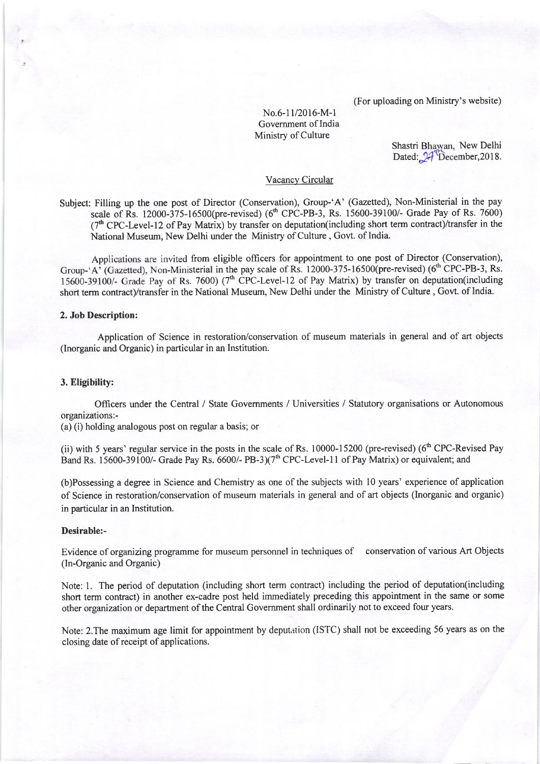(For uploading on Ministry's website)

No.6-11/2016-M-1
Government of India
Ministry of Culture

Shastri Bhawan, New Delhi
Dated: 27th December,2018.

Vacancy Circular

Subject: Filling up the one post of Director (Conservation), Group-'A' (Gazetted), Non-Ministerial in the pay scale of Rs. 12000-375-16500(pre-revised) (6th CPC-PB-3, Rs. 15600-39100/- Grade Pay of Rs. 7600) (7th CPC-Level-12 of Pay Matrix) by transfer on deputation(including short term contract)/transfer in the National Museum, New Delhi under the Ministry of Culture , Govt. of India.

Applications are invited from eligible officers for appointment to one post of Director (Conservation), Group-'A' (Gazetted), Non-Ministerial in the pay scale of Rs. 12000-375-16500(pre-revised) (6th CPC-PB-3, Rs. 15600-39100/- Grade Pay of Rs. 7600) (7th CPC-Level-12 of Pay Matrix) by transfer on deputation(including short term contract)/transfer in the National Museum, New Delhi under the Ministry of Culture , Govt. of India.

**2. Job Description:**

Application of Science in restoration/conservation of museum materials in general and of art objects (Inorganic and Organic) in particular in an Institution.

**3. Eligibility:**

Officers under the Central / State Governments / Universities / Statutory organisations or Autonomous organizations:-

(a) (i) holding analogous post on regular a basis; or

(ii) with 5 years' regular service in the posts in the scale of Rs. 10000-15200 (pre-revised) (6th CPC-Revised Pay Band Rs. 15600-39100/- Grade Pay Rs. 6600/- PB-3)(7th CPC-Level-11 of Pay Matrix) or equivalent; and

(b)Possessing a degree in Science and Chemistry as one of the subjects with 10 years' experience of application of Science in restoration/conservation of museum materials in general and of art objects (Inorganic and organic) in particular in an Institution.

**Desirable:-**

Evidence of organizing programme for museum personnel in techniques of conservation of various Art Objects (In-Organic and Organic)

Note: 1. The period of deputation (including short term contract) including the period of deputation(including short term contract) in another ex-cadre post held immediately preceding this appointment in the same or some other organization or department of the Central Government shall ordinarily not to exceed four years.

Note: 2.The maximum age limit for appointment by deputation (ISTC) shall not be exceeding 56 years as on the closing date of receipt of applications.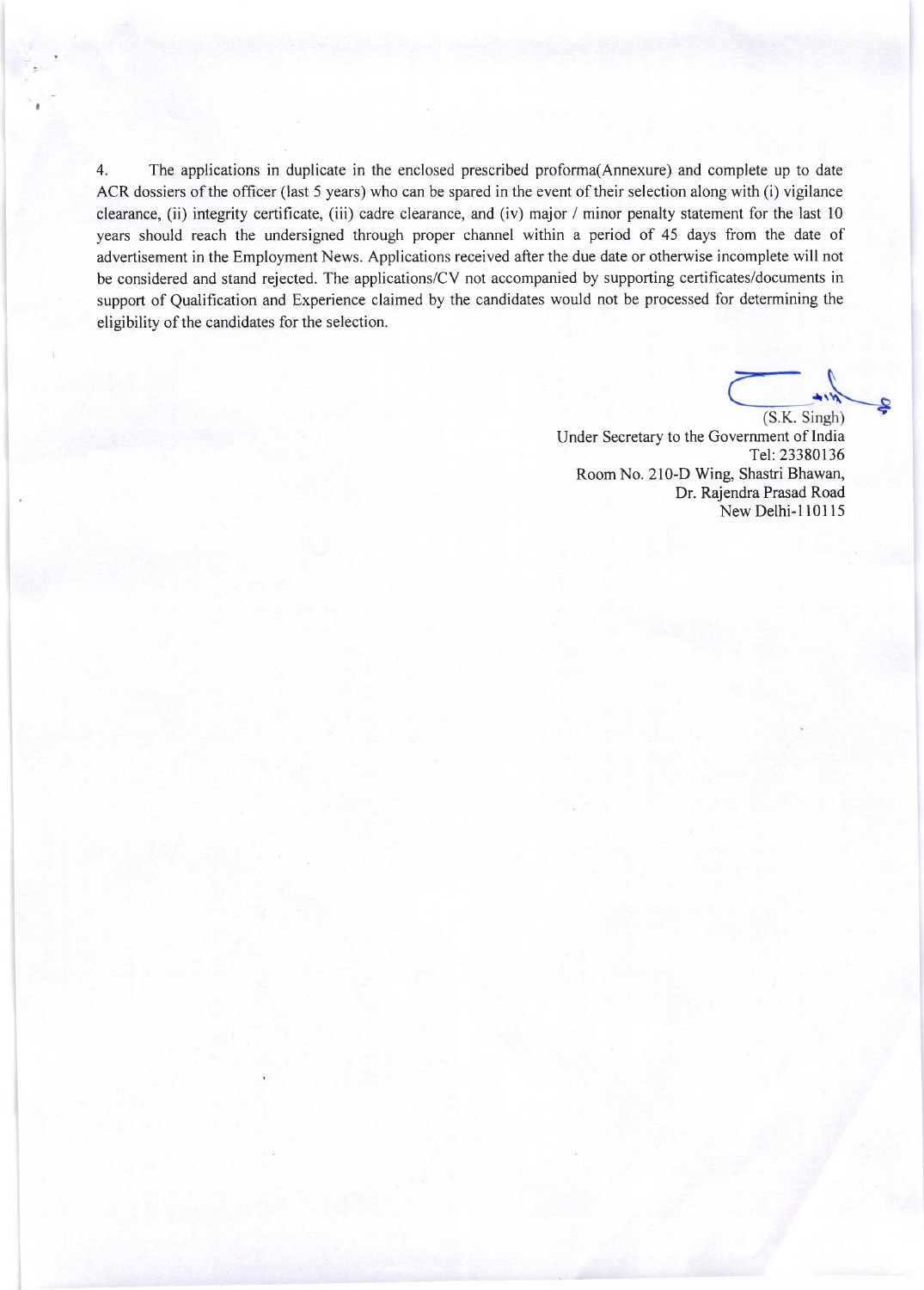4. The applications in duplicate in the enclosed prescribed proforma(Annexure) and complete up to date ACR dossiers of the officer (last 5 years) who can be spared in the event of their selection along with (i) vigilance clearance, (ii) integrity certificate, (iii) cadre clearance, and (iv) major / minor penalty statement for the last 10 years should reach the undersigned through proper channel within a period of 45 days from the date of advertisement in the Employment News. Applications received after the due date or otherwise incomplete will not be considered and stand rejected. The applications/CV not accompanied by supporting certificates/documents in support of Qualification and Experience claimed by the candidates would not be processed for determining the eligibility of the candidates for the selection.

(S.K. Singh)
Under Secretary to the Government of India
Tel: 23380136
Room No. 210-D Wing, Shastri Bhawan,
Dr. Rajendra Prasad Road
New Delhi-110115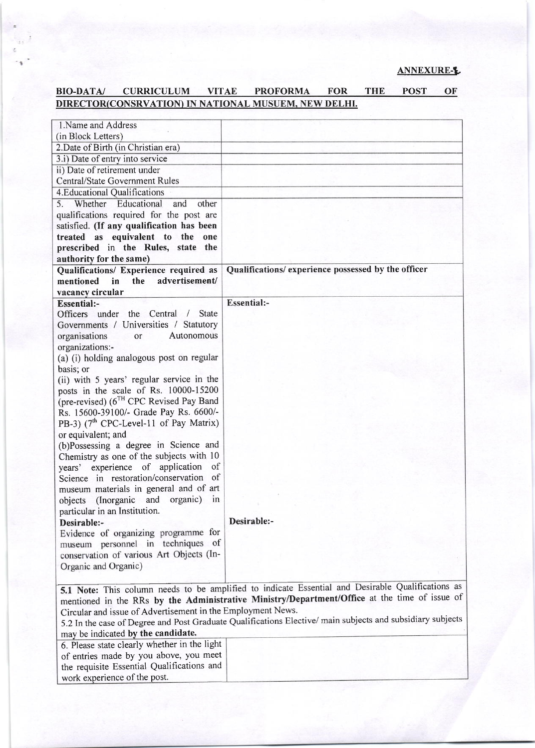**ANNEXURE-1**

**BIO-DATA/ CURRICULUM VITAE PROFORMA FOR THE POST OF DIRECTOR(CONSRVATION) IN NATIONAL MUSUEM, NEW DELHI.**

| | |
|---|---|
| 1.Name and Address (in Block Letters) | |
| 2.Date of Birth (in Christian era) | |
| 3.i) Date of entry into service | |
| ii) Date of retirement under Central/State Government Rules | |
| 4.Educational Qualifications | |
| 5. Whether Educational and other qualifications required for the post are satisfied. **(If any qualification has been treated as equivalent to the one prescribed in the Rules, state the authority for the same)** | |
| **Qualifications/ Experience required as mentioned in the advertisement/ vacancy circular** | **Qualifications/ experience possessed by the officer** |
| **Essential:-** Officers under the Central / State Governments / Universities / Statutory organisations or Autonomous organizations:- (a) (i) holding analogous post on regular basis; or (ii) with 5 years' regular service in the posts in the scale of Rs. 10000-15200 (pre-revised) (6TH CPC Revised Pay Band Rs. 15600-39100/- Grade Pay Rs. 6600/- PB-3) (7th CPC-Level-11 of Pay Matrix) or equivalent; and (b)Possessing a degree in Science and Chemistry as one of the subjects with 10 years' experience of application of Science in restoration/conservation of museum materials in general and of art objects (Inorganic and organic) in particular in an Institution. | **Essential:-** |
| **Desirable:-** Evidence of organizing programme for museum personnel in techniques of conservation of various Art Objects (In-Organic and Organic) | **Desirable:-** |

**5.1 Note:** This column needs to be amplified to indicate Essential and Desirable Qualifications as mentioned in the RRs **by the Administrative Ministry/Department/Office** at the time of issue of Circular and issue of Advertisement in the Employment News.

5.2 In the case of Degree and Post Graduate Qualifications Elective/ main subjects and subsidiary subjects may be indicated **by the candidate.**

| | |
|---|---|
| 6. Please state clearly whether in the light of entries made by you above, you meet the requisite Essential Qualifications and work experience of the post. | |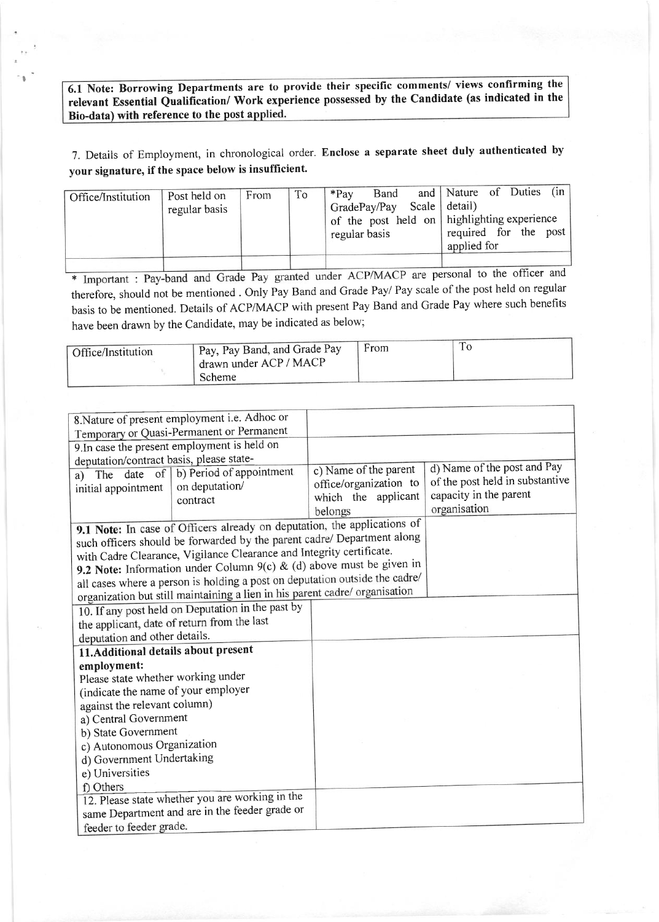**6.1 Note: Borrowing Departments are to provide their specific comments/ views confirming the relevant Essential Qualification/ Work experience possessed by the Candidate (as indicated in the Bio-data) with reference to the post applied.**

7. Details of Employment, in chronological order. **Enclose a separate sheet duly authenticated by your signature, if the space below is insufficient.**

| Office/Institution | Post held on regular basis | From | To | *Pay Band and GradePay/Pay Scale of the post held on regular basis | Nature of Duties (in detail) highlighting experience required for the post applied for |
|---|---|---|---|---|---|
| | | | | | |

\* Important : Pay-band and Grade Pay granted under ACP/MACP are personal to the officer and therefore, should not be mentioned . Only Pay Band and Grade Pay/ Pay scale of the post held on regular basis to be mentioned. Details of ACP/MACP with present Pay Band and Grade Pay where such benefits have been drawn by the Candidate, may be indicated as below;

| Office/Institution | Pay, Pay Band, and Grade Pay drawn under ACP / MACP Scheme | From | To |
|---|---|---|---|
| | | | |

| | | | |
|---|---|---|---|
| 8.Nature of present employment i.e. Adhoc or Temporary or Quasi-Permanent or Permanent | | | |
| 9.In case the present employment is held on deputation/contract basis, please state- | | | |
| a) The date of initial appointment | b) Period of appointment on deputation/ contract | c) Name of the parent office/organization to which the applicant belongs | d) Name of the post and Pay of the post held in substantive capacity in the parent organisation |
| **9.1 Note:** In case of Officers already on deputation, the applications of such officers should be forwarded by the parent cadre/ Department along with Cadre Clearance, Vigilance Clearance and Integrity certificate. **9.2 Note:** Information under Column 9(c) & (d) above must be given in all cases where a person is holding a post on deputation outside the cadre/ organization but still maintaining a lien in his parent cadre/ organisation | | | |
| 10. If any post held on Deputation in the past by the applicant, date of return from the last deputation and other details. | | | |
| **11.Additional details about present employment:** Please state whether working under (indicate the name of your employer against the relevant column) a) Central Government b) State Government c) Autonomous Organization d) Government Undertaking e) Universities f) Others | | | |
| 12. Please state whether you are working in the same Department and are in the feeder grade or feeder to feeder grade. | | | |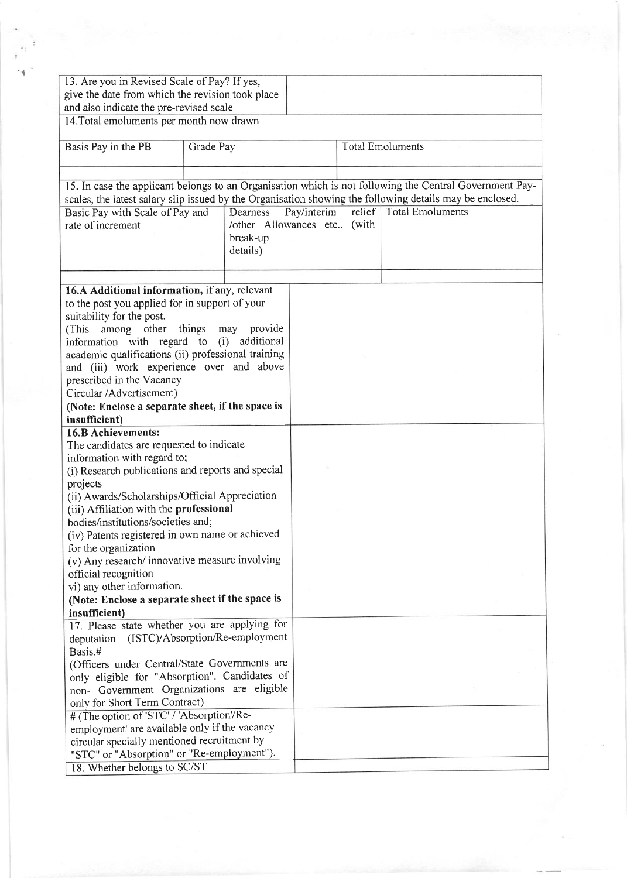| 13. Are you in Revised Scale of Pay? If yes, give the date from which the revision took place and also indicate the pre-revised scale | |
|---|---|

| 14.Total emoluments per month now drawn | | |
|---|---|---|
| Basis Pay in the PB | Grade Pay | Total Emoluments |
| | | |

15. In case the applicant belongs to an Organisation which is not following the Central Government Pay-scales, the latest salary slip issued by the Organisation showing the following details may be enclosed.

| Basic Pay with Scale of Pay and rate of increment | Dearness Pay/interim relief /other Allowances etc., (with break-up details) | Total Emoluments |
|---|---|---|
| | | |

| | |
|---|---|
| **16.A Additional information,** if any, relevant to the post you applied for in support of your suitability for the post.<br>(This among other things may provide information with regard to (i) additional academic qualifications (ii) professional training and (iii) work experience over and above prescribed in the Vacancy Circular /Advertisement)<br>**(Note: Enclose a separate sheet, if the space is insufficient)** | |
| **16.B Achievements:**<br>The candidates are requested to indicate information with regard to;<br>(i) Research publications and reports and special projects<br>(ii) Awards/Scholarships/Official Appreciation<br>(iii) Affiliation with the **professional** bodies/institutions/societies and;<br>(iv) Patents registered in own name or achieved for the organization<br>(v) Any research/ innovative measure involving official recognition<br>vi) any other information.<br>**(Note: Enclose a separate sheet if the space is insufficient)** | |
| 17. Please state whether you are applying for deputation (ISTC)/Absorption/Re-employment Basis.#<br>(Officers under Central/State Governments are only eligible for "Absorption". Candidates of non- Government Organizations are eligible only for Short Term Contract) | |
| # (The option of 'STC' / 'Absorption'/Re-employment' are available only if the vacancy circular specially mentioned recruitment by "STC" or "Absorption" or "Re-employment"). | |
| 18. Whether belongs to SC/ST | |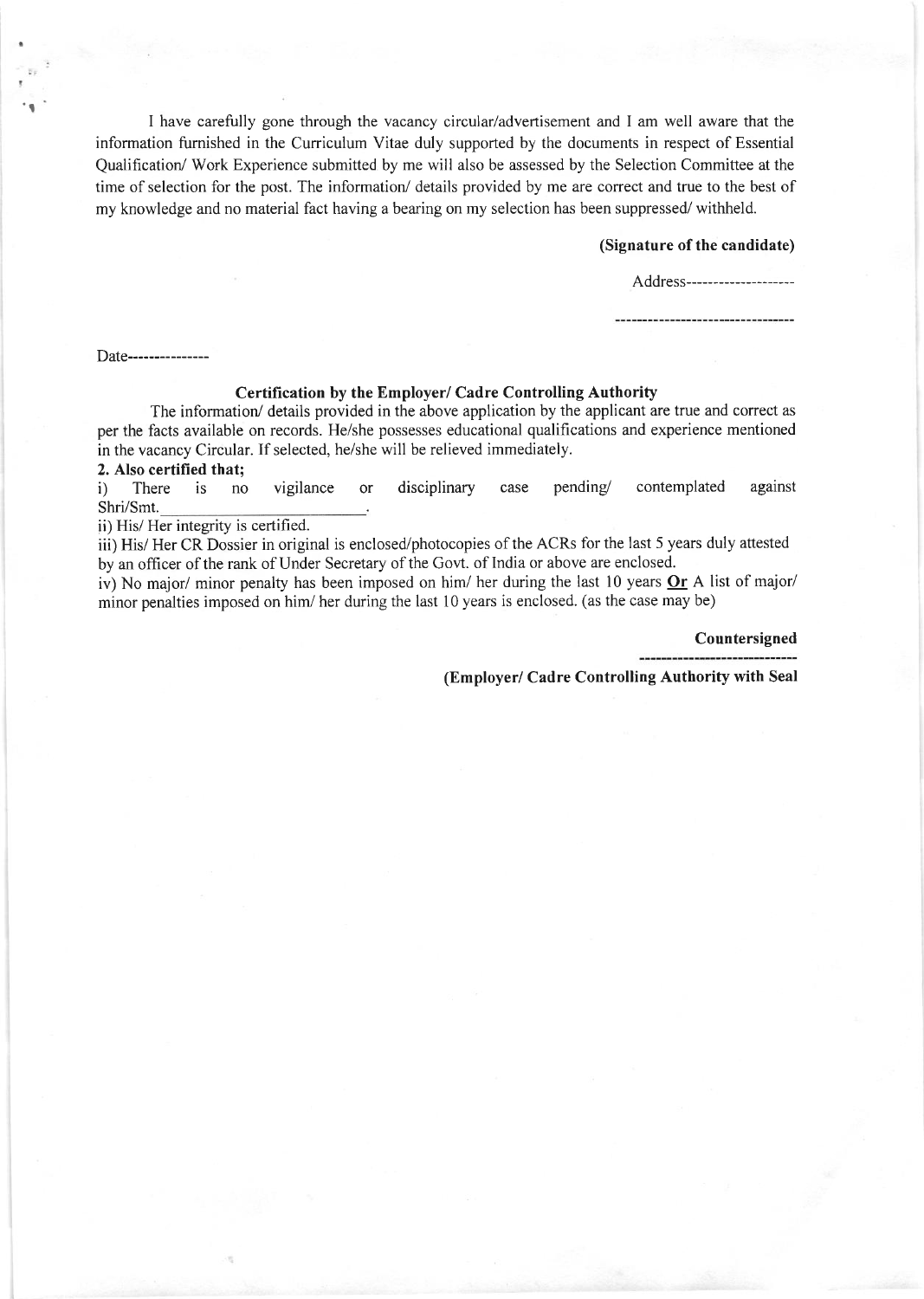I have carefully gone through the vacancy circular/advertisement and I am well aware that the information furnished in the Curriculum Vitae duly supported by the documents in respect of Essential Qualification/ Work Experience submitted by me will also be assessed by the Selection Committee at the time of selection for the post. The information/ details provided by me are correct and true to the best of my knowledge and no material fact having a bearing on my selection has been suppressed/ withheld.

**(Signature of the candidate)**

Address--------------------

---------------------------------

Date---------------

### Certification by the Employer/ Cadre Controlling Authority

The information/ details provided in the above application by the applicant are true and correct as per the facts available on records. He/she possesses educational qualifications and experience mentioned in the vacancy Circular. If selected, he/she will be relieved immediately.

**2. Also certified that;**

i) There is no vigilance or disciplinary case pending/ contemplated against Shri/Smt.\_\_\_\_\_\_\_\_\_\_\_\_\_\_\_\_\_\_\_\_\_\_\_\_\_\_.

ii) His/ Her integrity is certified.

iii) His/ Her CR Dossier in original is enclosed/photocopies of the ACRs for the last 5 years duly attested by an officer of the rank of Under Secretary of the Govt. of India or above are enclosed.

iv) No major/ minor penalty has been imposed on him/ her during the last 10 years **Or** A list of major/ minor penalties imposed on him/ her during the last 10 years is enclosed. (as the case may be)

**Countersigned**

------------------------------

**(Employer/ Cadre Controlling Authority with Seal**